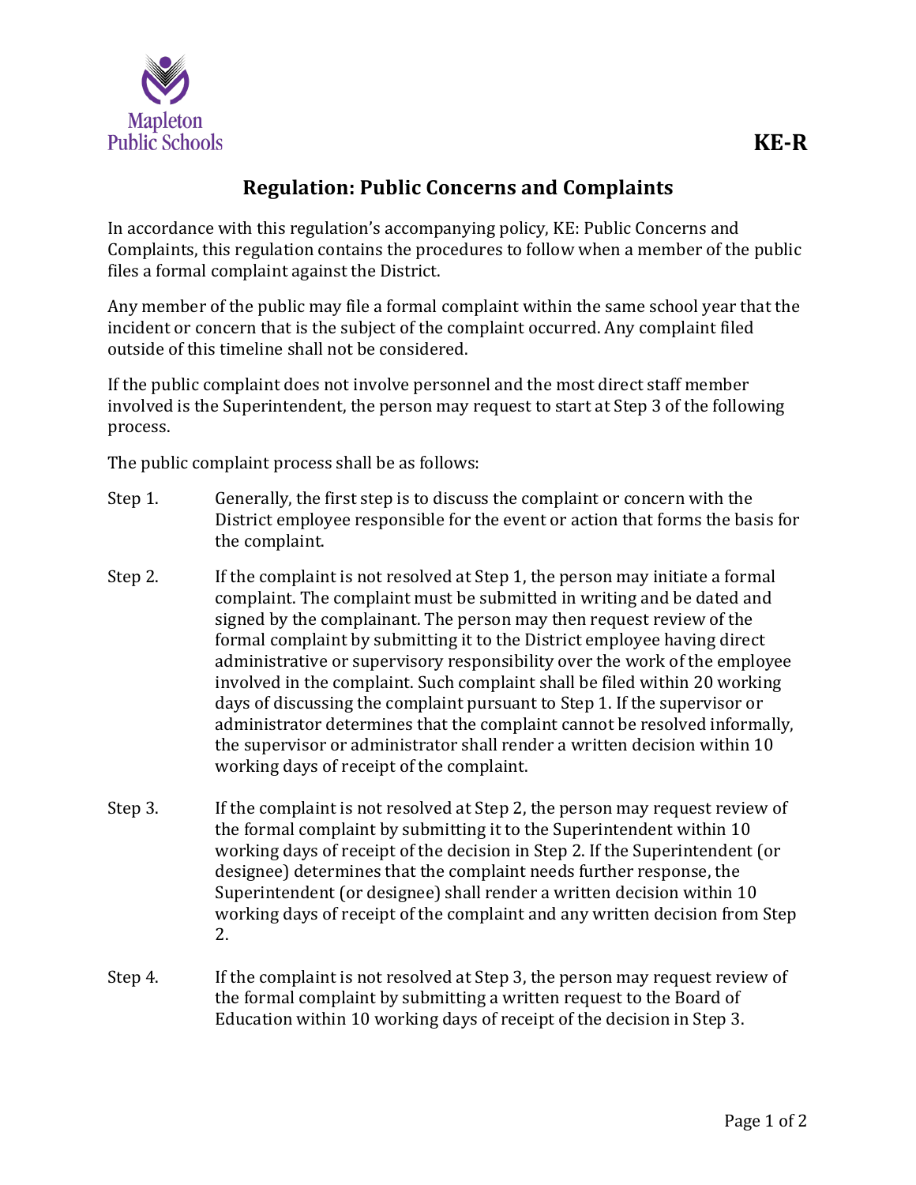**KE-R**

# Regulation: Public Concerns and Complaints

In accordance with this regulation's accompanying policy, KE: Public Concerns and Complaints, this regulation contains the procedures to follow when a member of the public files a formal complaint against the District.

Any member of the public may file a formal complaint within the same school year that the incident or concern that is the subject of the complaint occurred. Any complaint filed outside of this timeline shall not be considered.

If the public complaint does not involve personnel and the most direct staff member involved is the Superintendent, the person may request to start at Step 3 of the following process.

The public complaint process shall be as follows:

Step 1. Generally, the first step is to discuss the complaint or concern with the District employee responsible for the event or action that forms the basis for the complaint.

Step 2. If the complaint is not resolved at Step 1, the person may initiate a formal complaint. The complaint must be submitted in writing and be dated and signed by the complainant. The person may then request review of the formal complaint by submitting it to the District employee having direct administrative or supervisory responsibility over the work of the employee involved in the complaint. Such complaint shall be filed within 20 working days of discussing the complaint pursuant to Step 1. If the supervisor or administrator determines that the complaint cannot be resolved informally, the supervisor or administrator shall render a written decision within 10 working days of receipt of the complaint.

Step 3. If the complaint is not resolved at Step 2, the person may request review of the formal complaint by submitting it to the Superintendent within 10 working days of receipt of the decision in Step 2. If the Superintendent (or designee) determines that the complaint needs further response, the Superintendent (or designee) shall render a written decision within 10 working days of receipt of the complaint and any written decision from Step 2.

Step 4. If the complaint is not resolved at Step 3, the person may request review of the formal complaint by submitting a written request to the Board of Education within 10 working days of receipt of the decision in Step 3.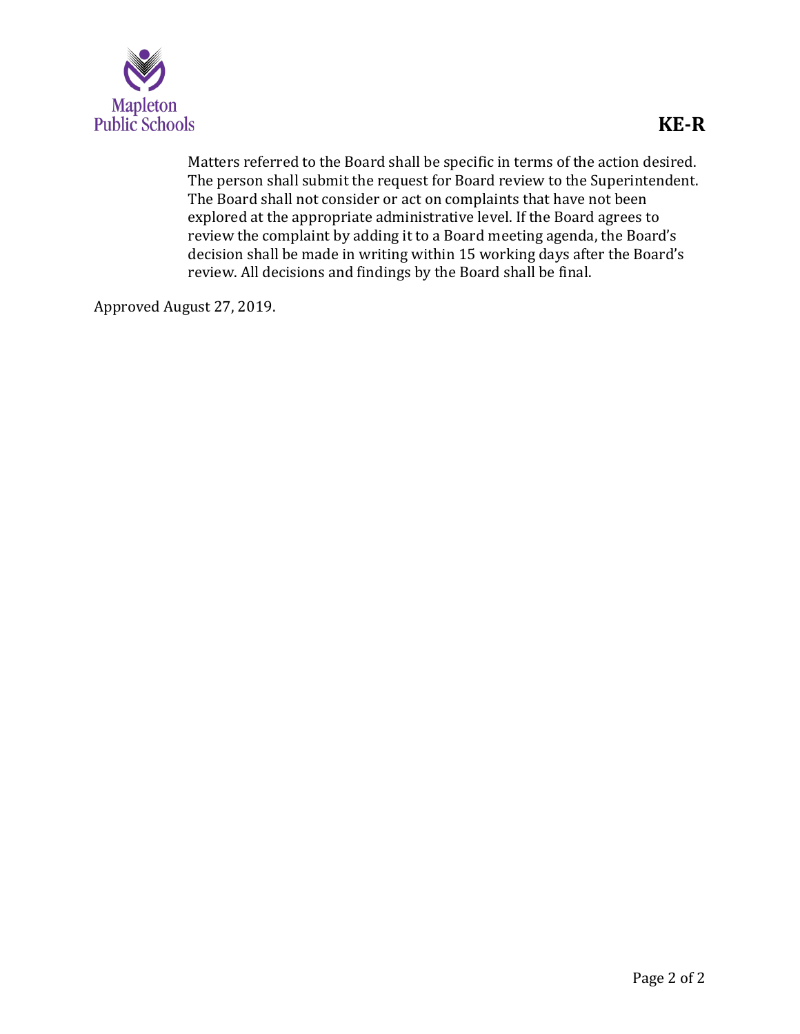Matters referred to the Board shall be specific in terms of the action desired. The person shall submit the request for Board review to the Superintendent. The Board shall not consider or act on complaints that have not been explored at the appropriate administrative level. If the Board agrees to review the complaint by adding it to a Board meeting agenda, the Board's decision shall be made in writing within 15 working days after the Board's review. All decisions and findings by the Board shall be final.

Approved August 27, 2019.